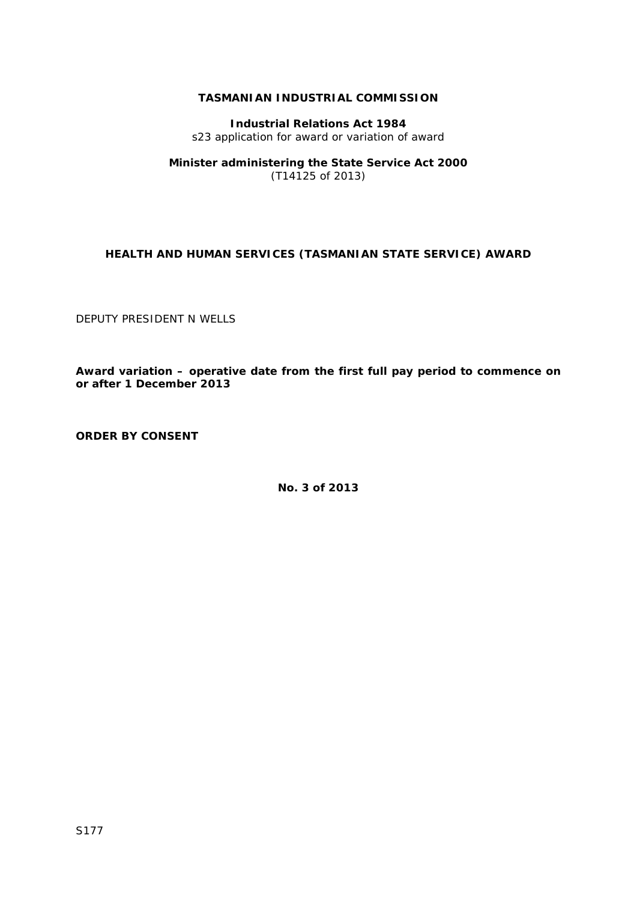**TASMANIAN INDUSTRIAL COMMISSION**

**Industrial Relations Act 1984**
s23 application for award or variation of award

**Minister administering the State Service Act 2000**
(T14125 of 2013)

**HEALTH AND HUMAN SERVICES (TASMANIAN STATE SERVICE) AWARD**

DEPUTY PRESIDENT N WELLS

**Award variation – operative date from the first full pay period to commence on or after 1 December 2013**

**ORDER BY CONSENT**

**No. 3 of 2013**

S177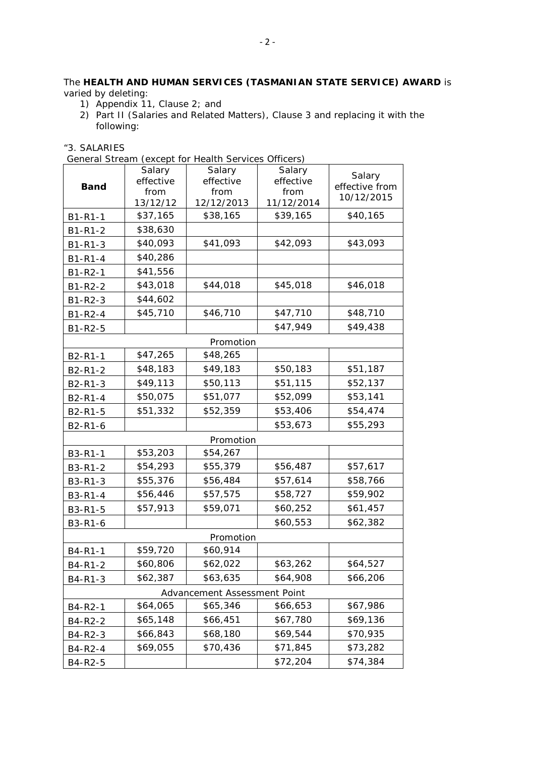The **HEALTH AND HUMAN SERVICES (TASMANIAN STATE SERVICE) AWARD** is varied by deleting:

1) Appendix 11, Clause 2; and
2) Part II (Salaries and Related Matters), Clause 3 and replacing it with the following:

"3. SALARIES

General Stream (except for Health Services Officers)

| Band | Salary effective from 13/12/12 | Salary effective from 12/12/2013 | Salary effective from 11/12/2014 | Salary effective from 10/12/2015 |
|---|---|---|---|---|
| B1-R1-1 | $37,165 | $38,165 | $39,165 | $40,165 |
| B1-R1-2 | $38,630 | | | |
| B1-R1-3 | $40,093 | $41,093 | $42,093 | $43,093 |
| B1-R1-4 | $40,286 | | | |
| B1-R2-1 | $41,556 | | | |
| B1-R2-2 | $43,018 | $44,018 | $45,018 | $46,018 |
| B1-R2-3 | $44,602 | | | |
| B1-R2-4 | $45,710 | $46,710 | $47,710 | $48,710 |
| B1-R2-5 | | | $47,949 | $49,438 |
| Promotion | | | | |
| B2-R1-1 | $47,265 | $48,265 | | |
| B2-R1-2 | $48,183 | $49,183 | $50,183 | $51,187 |
| B2-R1-3 | $49,113 | $50,113 | $51,115 | $52,137 |
| B2-R1-4 | $50,075 | $51,077 | $52,099 | $53,141 |
| B2-R1-5 | $51,332 | $52,359 | $53,406 | $54,474 |
| B2-R1-6 | | | $53,673 | $55,293 |
| Promotion | | | | |
| B3-R1-1 | $53,203 | $54,267 | | |
| B3-R1-2 | $54,293 | $55,379 | $56,487 | $57,617 |
| B3-R1-3 | $55,376 | $56,484 | $57,614 | $58,766 |
| B3-R1-4 | $56,446 | $57,575 | $58,727 | $59,902 |
| B3-R1-5 | $57,913 | $59,071 | $60,252 | $61,457 |
| B3-R1-6 | | | $60,553 | $62,382 |
| Promotion | | | | |
| B4-R1-1 | $59,720 | $60,914 | | |
| B4-R1-2 | $60,806 | $62,022 | $63,262 | $64,527 |
| B4-R1-3 | $62,387 | $63,635 | $64,908 | $66,206 |
| Advancement Assessment Point | | | | |
| B4-R2-1 | $64,065 | $65,346 | $66,653 | $67,986 |
| B4-R2-2 | $65,148 | $66,451 | $67,780 | $69,136 |
| B4-R2-3 | $66,843 | $68,180 | $69,544 | $70,935 |
| B4-R2-4 | $69,055 | $70,436 | $71,845 | $73,282 |
| B4-R2-5 | | | $72,204 | $74,384 |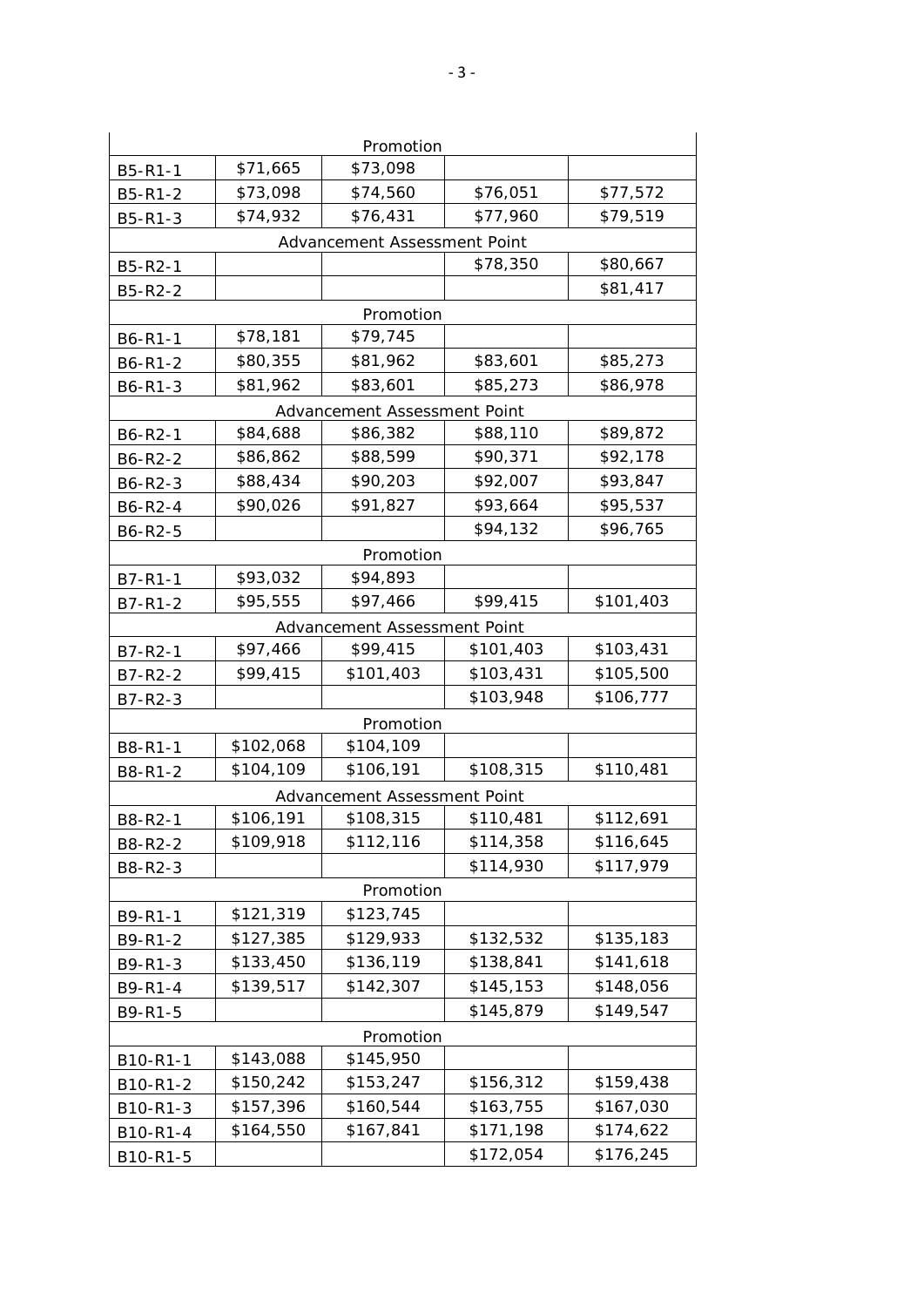| | | | | |
|---|---|---|---|---|
| Promotion | | | | |
| B5-R1-1 | $71,665 | $73,098 | | |
| B5-R1-2 | $73,098 | $74,560 | $76,051 | $77,572 |
| B5-R1-3 | $74,932 | $76,431 | $77,960 | $79,519 |
| Advancement Assessment Point | | | | |
| B5-R2-1 | | | $78,350 | $80,667 |
| B5-R2-2 | | | | $81,417 |
| Promotion | | | | |
| B6-R1-1 | $78,181 | $79,745 | | |
| B6-R1-2 | $80,355 | $81,962 | $83,601 | $85,273 |
| B6-R1-3 | $81,962 | $83,601 | $85,273 | $86,978 |
| Advancement Assessment Point | | | | |
| B6-R2-1 | $84,688 | $86,382 | $88,110 | $89,872 |
| B6-R2-2 | $86,862 | $88,599 | $90,371 | $92,178 |
| B6-R2-3 | $88,434 | $90,203 | $92,007 | $93,847 |
| B6-R2-4 | $90,026 | $91,827 | $93,664 | $95,537 |
| B6-R2-5 | | | $94,132 | $96,765 |
| Promotion | | | | |
| B7-R1-1 | $93,032 | $94,893 | | |
| B7-R1-2 | $95,555 | $97,466 | $99,415 | $101,403 |
| Advancement Assessment Point | | | | |
| B7-R2-1 | $97,466 | $99,415 | $101,403 | $103,431 |
| B7-R2-2 | $99,415 | $101,403 | $103,431 | $105,500 |
| B7-R2-3 | | | $103,948 | $106,777 |
| Promotion | | | | |
| B8-R1-1 | $102,068 | $104,109 | | |
| B8-R1-2 | $104,109 | $106,191 | $108,315 | $110,481 |
| Advancement Assessment Point | | | | |
| B8-R2-1 | $106,191 | $108,315 | $110,481 | $112,691 |
| B8-R2-2 | $109,918 | $112,116 | $114,358 | $116,645 |
| B8-R2-3 | | | $114,930 | $117,979 |
| Promotion | | | | |
| B9-R1-1 | $121,319 | $123,745 | | |
| B9-R1-2 | $127,385 | $129,933 | $132,532 | $135,183 |
| B9-R1-3 | $133,450 | $136,119 | $138,841 | $141,618 |
| B9-R1-4 | $139,517 | $142,307 | $145,153 | $148,056 |
| B9-R1-5 | | | $145,879 | $149,547 |
| Promotion | | | | |
| B10-R1-1 | $143,088 | $145,950 | | |
| B10-R1-2 | $150,242 | $153,247 | $156,312 | $159,438 |
| B10-R1-3 | $157,396 | $160,544 | $163,755 | $167,030 |
| B10-R1-4 | $164,550 | $167,841 | $171,198 | $174,622 |
| B10-R1-5 | | | $172,054 | $176,245 |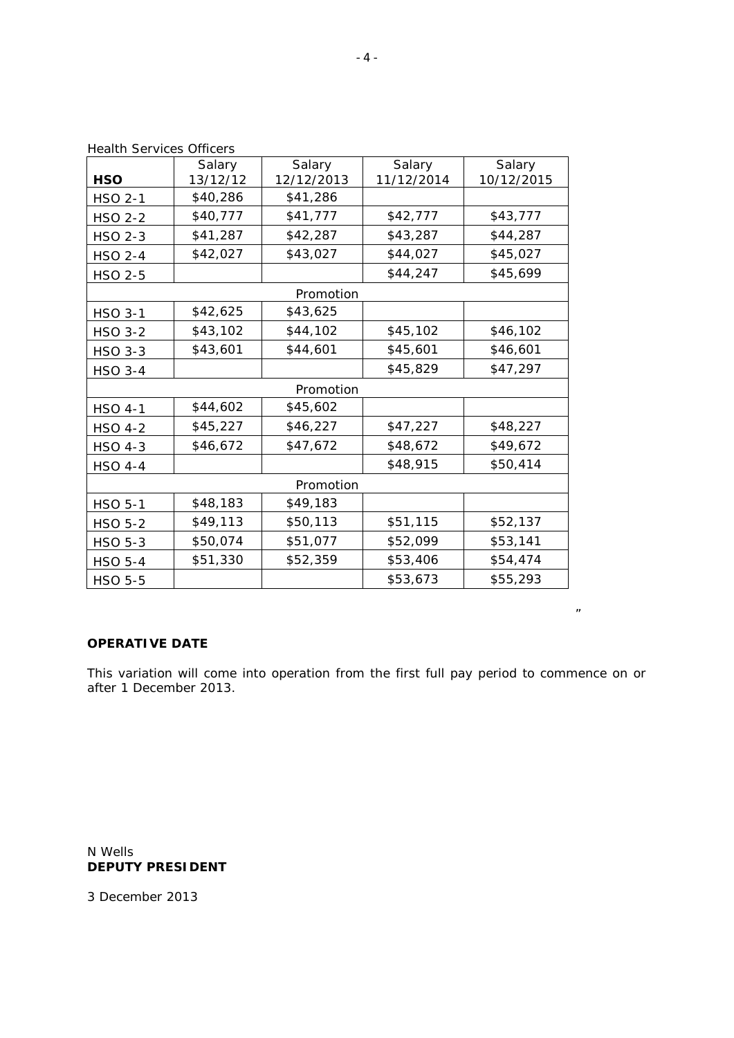Health Services Officers

| HSO | Salary 13/12/12 | Salary 12/12/2013 | Salary 11/12/2014 | Salary 10/12/2015 |
|---|---|---|---|---|
| HSO 2-1 | $40,286 | $41,286 | | |
| HSO 2-2 | $40,777 | $41,777 | $42,777 | $43,777 |
| HSO 2-3 | $41,287 | $42,287 | $43,287 | $44,287 |
| HSO 2-4 | $42,027 | $43,027 | $44,027 | $45,027 |
| HSO 2-5 | | | $44,247 | $45,699 |
| Promotion | | | | |
| HSO 3-1 | $42,625 | $43,625 | | |
| HSO 3-2 | $43,102 | $44,102 | $45,102 | $46,102 |
| HSO 3-3 | $43,601 | $44,601 | $45,601 | $46,601 |
| HSO 3-4 | | | $45,829 | $47,297 |
| Promotion | | | | |
| HSO 4-1 | $44,602 | $45,602 | | |
| HSO 4-2 | $45,227 | $46,227 | $47,227 | $48,227 |
| HSO 4-3 | $46,672 | $47,672 | $48,672 | $49,672 |
| HSO 4-4 | | | $48,915 | $50,414 |
| Promotion | | | | |
| HSO 5-1 | $48,183 | $49,183 | | |
| HSO 5-2 | $49,113 | $50,113 | $51,115 | $52,137 |
| HSO 5-3 | $50,074 | $51,077 | $52,099 | $53,141 |
| HSO 5-4 | $51,330 | $52,359 | $53,406 | $54,474 |
| HSO 5-5 | | | $53,673 | $55,293 |

"

**OPERATIVE DATE**

This variation will come into operation from the first full pay period to commence on or after 1 December 2013.

N Wells
**DEPUTY PRESIDENT**

3 December 2013